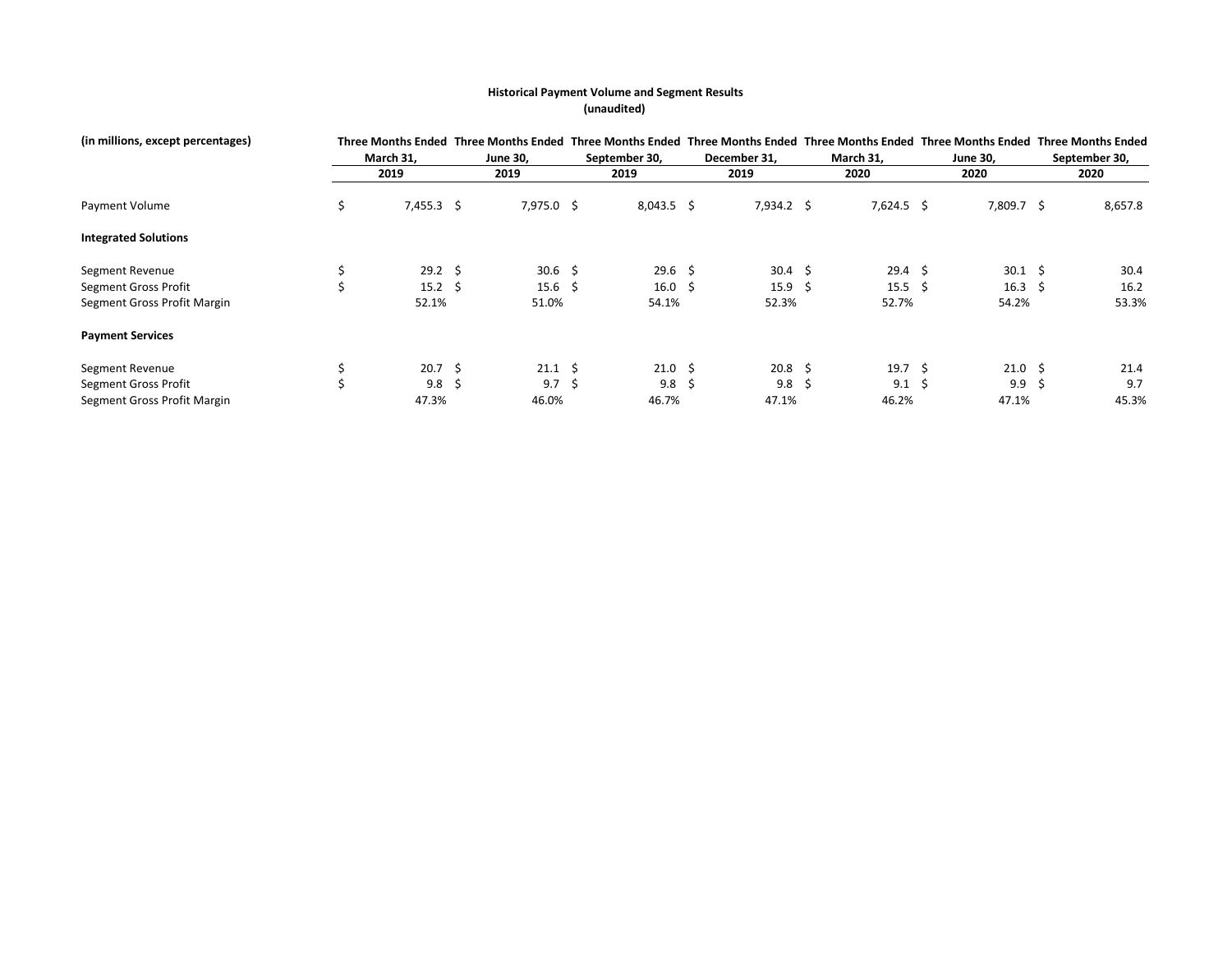# Historical Payment Volume and Segment Results
## (unaudited)

| (in millions, except percentages) | Three Months Ended March 31, 2019 | Three Months Ended June 30, 2019 | Three Months Ended September 30, 2019 | Three Months Ended December 31, 2019 | Three Months Ended March 31, 2020 | Three Months Ended June 30, 2020 | Three Months Ended September 30, 2020 |
|---|---|---|---|---|---|---|---|
| Payment Volume | $ 7,455.3 | $ 7,975.0 | $ 8,043.5 | $ 7,934.2 | $ 7,624.5 | $ 7,809.7 | $ 8,657.8 |
| **Integrated Solutions** | | | | | | | |
| Segment Revenue | $ 29.2 | $ 30.6 | $ 29.6 | $ 30.4 | $ 29.4 | $ 30.1 | $ 30.4 |
| Segment Gross Profit | $ 15.2 | $ 15.6 | $ 16.0 | $ 15.9 | $ 15.5 | $ 16.3 | $ 16.2 |
| Segment Gross Profit Margin | 52.1% | 51.0% | 54.1% | 52.3% | 52.7% | 54.2% | 53.3% |
| **Payment Services** | | | | | | | |
| Segment Revenue | $ 20.7 | $ 21.1 | $ 21.0 | $ 20.8 | $ 19.7 | $ 21.0 | $ 21.4 |
| Segment Gross Profit | $ 9.8 | $ 9.7 | $ 9.8 | $ 9.8 | $ 9.1 | $ 9.9 | $ 9.7 |
| Segment Gross Profit Margin | 47.3% | 46.0% | 46.7% | 47.1% | 46.2% | 47.1% | 45.3% |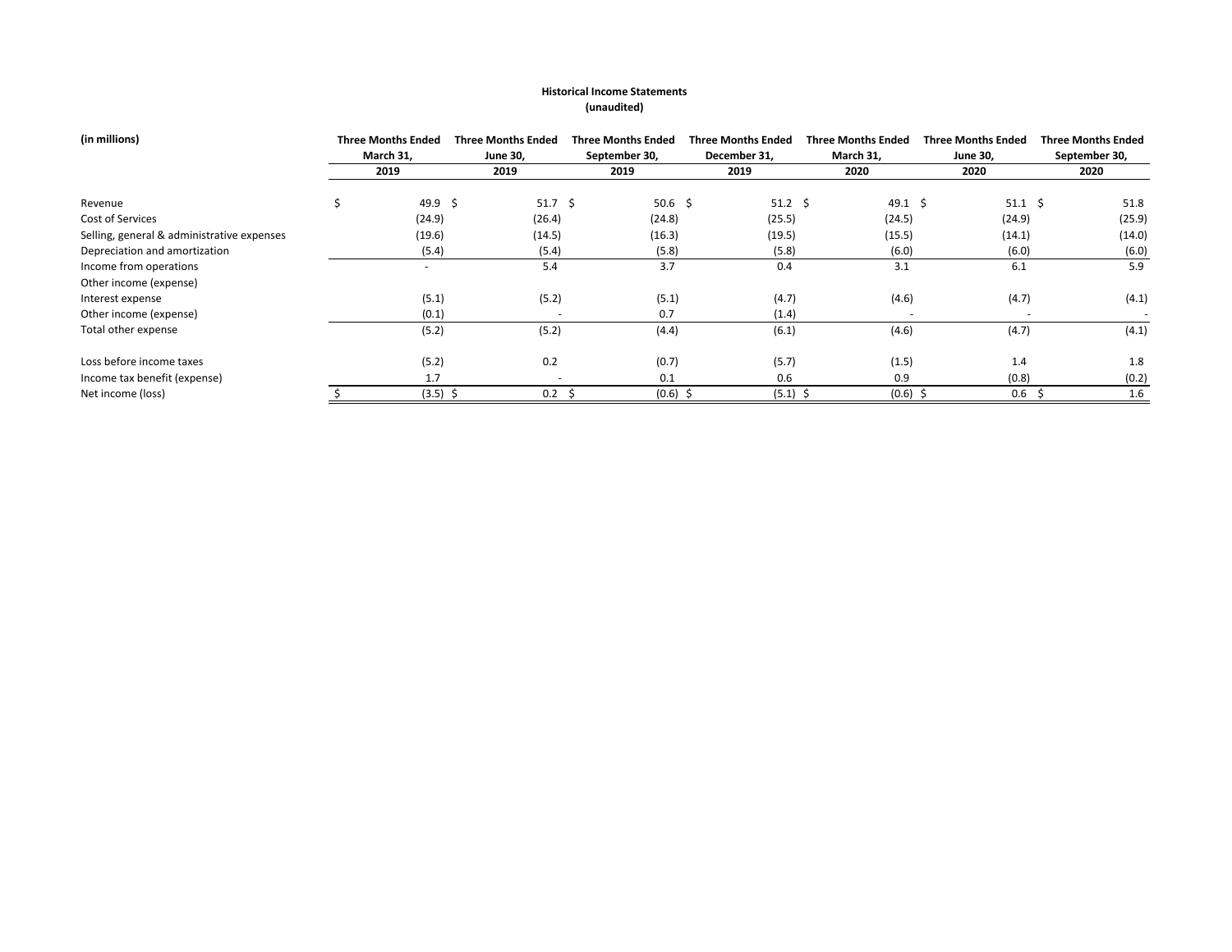**Historical Income Statements**
**(unaudited)**

| (in millions) | Three Months Ended March 31, 2019 | Three Months Ended June 30, 2019 | Three Months Ended September 30, 2019 | Three Months Ended December 31, 2019 | Three Months Ended March 31, 2020 | Three Months Ended June 30, 2020 | Three Months Ended September 30, 2020 |
|---|---|---|---|---|---|---|---|
| Revenue | $ 49.9 | $ 51.7 | $ 50.6 | $ 51.2 | $ 49.1 | $ 51.1 | $ 51.8 |
| Cost of Services | (24.9) | (26.4) | (24.8) | (25.5) | (24.5) | (24.9) | (25.9) |
| Selling, general & administrative expenses | (19.6) | (14.5) | (16.3) | (19.5) | (15.5) | (14.1) | (14.0) |
| Depreciation and amortization | (5.4) | (5.4) | (5.8) | (5.8) | (6.0) | (6.0) | (6.0) |
| Income from operations | - | 5.4 | 3.7 | 0.4 | 3.1 | 6.1 | 5.9 |
| Other income (expense) | | | | | | | |
| Interest expense | (5.1) | (5.2) | (5.1) | (4.7) | (4.6) | (4.7) | (4.1) |
| Other income (expense) | (0.1) | - | 0.7 | (1.4) | - | - | - |
| Total other expense | (5.2) | (5.2) | (4.4) | (6.1) | (4.6) | (4.7) | (4.1) |
| Loss before income taxes | (5.2) | 0.2 | (0.7) | (5.7) | (1.5) | 1.4 | 1.8 |
| Income tax benefit (expense) | 1.7 | - | 0.1 | 0.6 | 0.9 | (0.8) | (0.2) |
| Net income (loss) | $ (3.5) | $ 0.2 | $ (0.6) | $ (5.1) | $ (0.6) | $ 0.6 | $ 1.6 |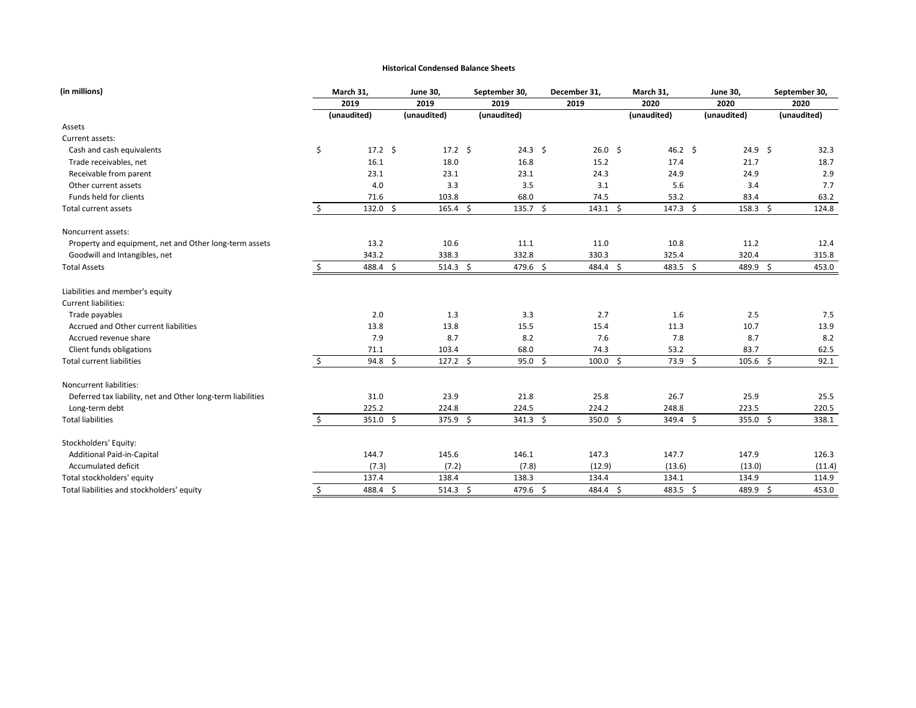**Historical Condensed Balance Sheets**

| (in millions) | March 31, 2019 (unaudited) | June 30, 2019 (unaudited) | September 30, 2019 (unaudited) | December 31, 2019 | March 31, 2020 (unaudited) | June 30, 2020 (unaudited) | September 30, 2020 (unaudited) |
|---|---|---|---|---|---|---|---|
| Assets | | | | | | | |
| Current assets: | | | | | | | |
| Cash and cash equivalents | $ 17.2 | $ 17.2 | $ 24.3 | $ 26.0 | $ 46.2 | $ 24.9 | $ 32.3 |
| Trade receivables, net | 16.1 | 18.0 | 16.8 | 15.2 | 17.4 | 21.7 | 18.7 |
| Receivable from parent | 23.1 | 23.1 | 23.1 | 24.3 | 24.9 | 24.9 | 2.9 |
| Other current assets | 4.0 | 3.3 | 3.5 | 3.1 | 5.6 | 3.4 | 7.7 |
| Funds held for clients | 71.6 | 103.8 | 68.0 | 74.5 | 53.2 | 83.4 | 63.2 |
| Total current assets | $ 132.0 | $ 165.4 | $ 135.7 | $ 143.1 | $ 147.3 | $ 158.3 | $ 124.8 |
| Noncurrent assets: | | | | | | | |
| Property and equipment, net and Other long-term assets | 13.2 | 10.6 | 11.1 | 11.0 | 10.8 | 11.2 | 12.4 |
| Goodwill and Intangibles, net | 343.2 | 338.3 | 332.8 | 330.3 | 325.4 | 320.4 | 315.8 |
| Total Assets | $ 488.4 | $ 514.3 | $ 479.6 | $ 484.4 | $ 483.5 | $ 489.9 | $ 453.0 |
| Liabilities and member's equity | | | | | | | |
| Current liabilities: | | | | | | | |
| Trade payables | 2.0 | 1.3 | 3.3 | 2.7 | 1.6 | 2.5 | 7.5 |
| Accrued and Other current liabilities | 13.8 | 13.8 | 15.5 | 15.4 | 11.3 | 10.7 | 13.9 |
| Accrued revenue share | 7.9 | 8.7 | 8.2 | 7.6 | 7.8 | 8.7 | 8.2 |
| Client funds obligations | 71.1 | 103.4 | 68.0 | 74.3 | 53.2 | 83.7 | 62.5 |
| Total current liabilities | $ 94.8 | $ 127.2 | $ 95.0 | $ 100.0 | $ 73.9 | $ 105.6 | $ 92.1 |
| Noncurrent liabilities: | | | | | | | |
| Deferred tax liability, net and Other long-term liabilities | 31.0 | 23.9 | 21.8 | 25.8 | 26.7 | 25.9 | 25.5 |
| Long-term debt | 225.2 | 224.8 | 224.5 | 224.2 | 248.8 | 223.5 | 220.5 |
| Total liabilities | $ 351.0 | $ 375.9 | $ 341.3 | $ 350.0 | $ 349.4 | $ 355.0 | $ 338.1 |
| Stockholders' Equity: | | | | | | | |
| Additional Paid-in-Capital | 144.7 | 145.6 | 146.1 | 147.3 | 147.7 | 147.9 | 126.3 |
| Accumulated deficit | (7.3) | (7.2) | (7.8) | (12.9) | (13.6) | (13.0) | (11.4) |
| Total stockholders' equity | 137.4 | 138.4 | 138.3 | 134.4 | 134.1 | 134.9 | 114.9 |
| Total liabilities and stockholders' equity | $ 488.4 | $ 514.3 | $ 479.6 | $ 484.4 | $ 483.5 | $ 489.9 | $ 453.0 |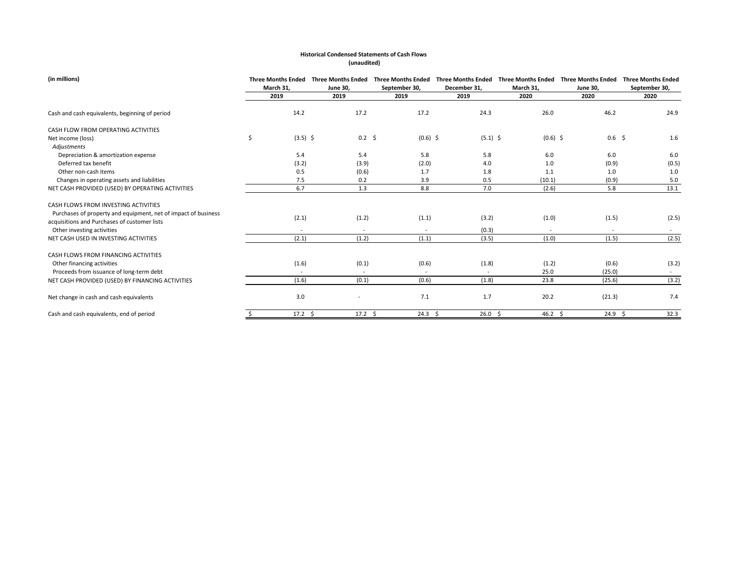**Historical Condensed Statements of Cash Flows**
**(unaudited)**

| (in millions) | Three Months Ended March 31, 2019 | Three Months Ended June 30, 2019 | Three Months Ended September 30, 2019 | Three Months Ended December 31, 2019 | Three Months Ended March 31, 2020 | Three Months Ended June 30, 2020 | Three Months Ended September 30, 2020 |
|---|---|---|---|---|---|---|---|
| Cash and cash equivalents, beginning of period | 14.2 | 17.2 | 17.2 | 24.3 | 26.0 | 46.2 | 24.9 |
| CASH FLOW FROM OPERATING ACTIVITIES | | | | | | | |
| Net income (loss) | $ (3.5) | $ 0.2 | $ (0.6) | $ (5.1) | $ (0.6) | $ 0.6 | $ 1.6 |
| *Adjustments* | | | | | | | |
| Depreciation & amortization expense | 5.4 | 5.4 | 5.8 | 5.8 | 6.0 | 6.0 | 6.0 |
| Deferred tax benefit | (3.2) | (3.9) | (2.0) | 4.0 | 1.0 | (0.9) | (0.5) |
| Other non-cash items | 0.5 | (0.6) | 1.7 | 1.8 | 1.1 | 1.0 | 1.0 |
| Changes in operating assets and liabilities | 7.5 | 0.2 | 3.9 | 0.5 | (10.1) | (0.9) | 5.0 |
| NET CASH PROVIDED (USED) BY OPERATING ACTIVITIES | 6.7 | 1.3 | 8.8 | 7.0 | (2.6) | 5.8 | 13.1 |
| CASH FLOWS FROM INVESTING ACTIVITIES | | | | | | | |
| Purchases of property and equipment, net of impact of business acquisitions and Purchases of customer lists | (2.1) | (1.2) | (1.1) | (3.2) | (1.0) | (1.5) | (2.5) |
| Other investing activities | - | - | - | (0.3) | - | - | - |
| NET CASH USED IN INVESTING ACTIVITIES | (2.1) | (1.2) | (1.1) | (3.5) | (1.0) | (1.5) | (2.5) |
| CASH FLOWS FROM FINANCING ACTIVITIES | | | | | | | |
| Other financing activities | (1.6) | (0.1) | (0.6) | (1.8) | (1.2) | (0.6) | (3.2) |
| Proceeds from issuance of long-term debt | - | - | - | - | 25.0 | (25.0) | - |
| NET CASH PROVIDED (USED) BY FINANCING ACTIVITIES | (1.6) | (0.1) | (0.6) | (1.8) | 23.8 | (25.6) | (3.2) |
| Net change in cash and cash equivalents | 3.0 | - | 7.1 | 1.7 | 20.2 | (21.3) | 7.4 |
| Cash and cash equivalents, end of period | $ 17.2 | $ 17.2 | $ 24.3 | $ 26.0 | $ 46.2 | $ 24.9 | $ 32.3 |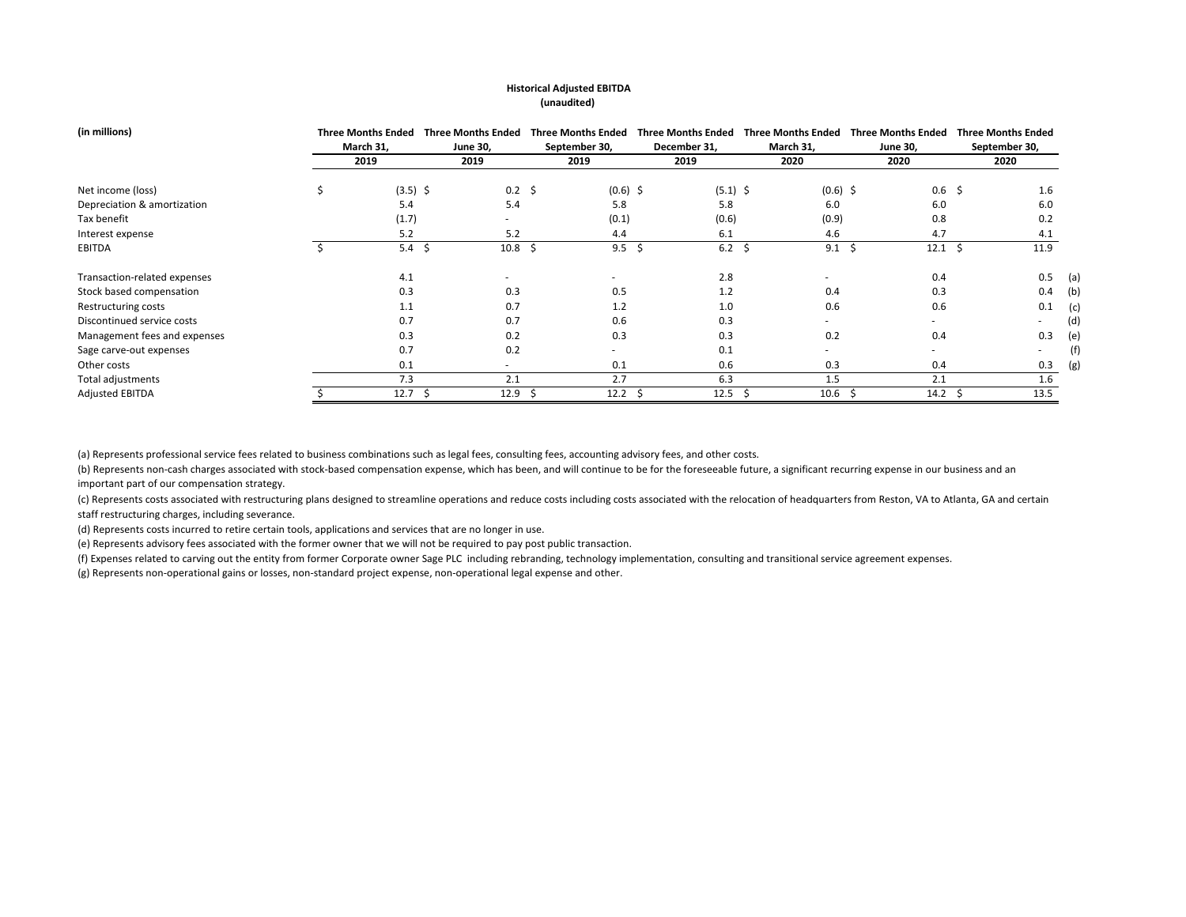**Historical Adjusted EBITDA**
**(unaudited)**

| (in millions) | Three Months Ended March 31, 2019 | Three Months Ended June 30, 2019 | Three Months Ended September 30, 2019 | Three Months Ended December 31, 2019 | Three Months Ended March 31, 2020 | Three Months Ended June 30, 2020 | Three Months Ended September 30, 2020 | |
|---|---|---|---|---|---|---|---|---|
| Net income (loss) | $ (3.5) | $ 0.2 | $ (0.6) | $ (5.1) | $ (0.6) | $ 0.6 | $ 1.6 | |
| Depreciation & amortization | 5.4 | 5.4 | 5.8 | 5.8 | 6.0 | 6.0 | 6.0 | |
| Tax benefit | (1.7) | - | (0.1) | (0.6) | (0.9) | 0.8 | 0.2 | |
| Interest expense | 5.2 | 5.2 | 4.4 | 6.1 | 4.6 | 4.7 | 4.1 | |
| EBITDA | $ 5.4 | $ 10.8 | $ 9.5 | $ 6.2 | $ 9.1 | $ 12.1 | $ 11.9 | |
| | | | | | | | | |
| Transaction-related expenses | 4.1 | - | - | 2.8 | - | 0.4 | 0.5 | (a) |
| Stock based compensation | 0.3 | 0.3 | 0.5 | 1.2 | 0.4 | 0.3 | 0.4 | (b) |
| Restructuring costs | 1.1 | 0.7 | 1.2 | 1.0 | 0.6 | 0.6 | 0.1 | (c) |
| Discontinued service costs | 0.7 | 0.7 | 0.6 | 0.3 | - | - | - | (d) |
| Management fees and expenses | 0.3 | 0.2 | 0.3 | 0.3 | 0.2 | 0.4 | 0.3 | (e) |
| Sage carve-out expenses | 0.7 | 0.2 | - | 0.1 | - | - | - | (f) |
| Other costs | 0.1 | - | 0.1 | 0.6 | 0.3 | 0.4 | 0.3 | (g) |
| Total adjustments | 7.3 | 2.1 | 2.7 | 6.3 | 1.5 | 2.1 | 1.6 | |
| Adjusted EBITDA | $ 12.7 | $ 12.9 | $ 12.2 | $ 12.5 | $ 10.6 | $ 14.2 | $ 13.5 | |

(a) Represents professional service fees related to business combinations such as legal fees, consulting fees, accounting advisory fees, and other costs.

(b) Represents non-cash charges associated with stock-based compensation expense, which has been, and will continue to be for the foreseeable future, a significant recurring expense in our business and an important part of our compensation strategy.

(c) Represents costs associated with restructuring plans designed to streamline operations and reduce costs including costs associated with the relocation of headquarters from Reston, VA to Atlanta, GA and certain staff restructuring charges, including severance.

(d) Represents costs incurred to retire certain tools, applications and services that are no longer in use.

(e) Represents advisory fees associated with the former owner that we will not be required to pay post public transaction.

(f) Expenses related to carving out the entity from former Corporate owner Sage PLC including rebranding, technology implementation, consulting and transitional service agreement expenses.

(g) Represents non-operational gains or losses, non-standard project expense, non-operational legal expense and other.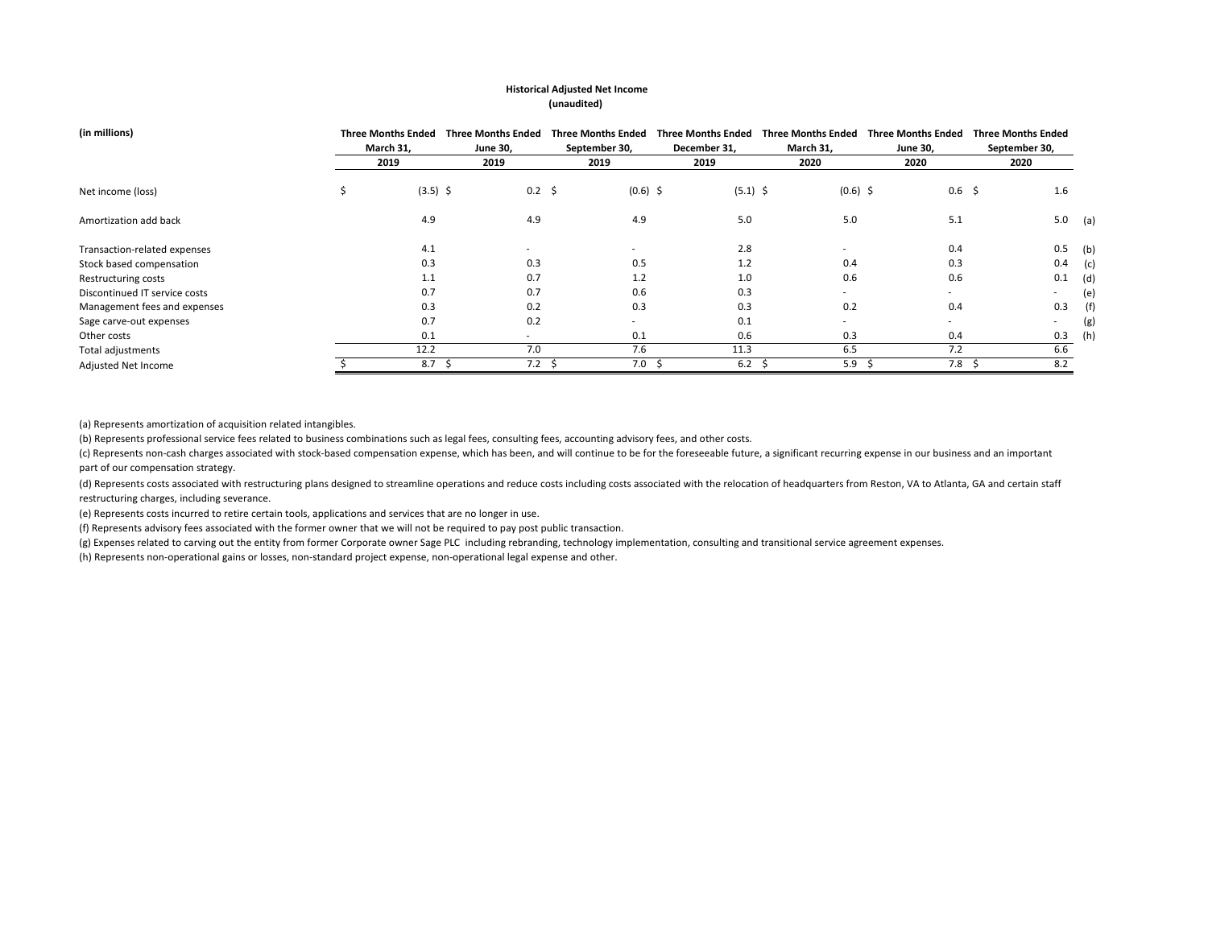**Historical Adjusted Net Income**
**(unaudited)**

| (in millions) | Three Months Ended March 31, 2019 | Three Months Ended June 30, 2019 | Three Months Ended September 30, 2019 | Three Months Ended December 31, 2019 | Three Months Ended March 31, 2020 | Three Months Ended June 30, 2020 | Three Months Ended September 30, 2020 | |
|---|---|---|---|---|---|---|---|---|
| Net income (loss) | $ (3.5) | $ 0.2 | $ (0.6) | $ (5.1) | $ (0.6) | $ 0.6 | $ 1.6 | |
| Amortization add back | 4.9 | 4.9 | 4.9 | 5.0 | 5.0 | 5.1 | 5.0 | (a) |
| Transaction-related expenses | 4.1 | - | - | 2.8 | - | 0.4 | 0.5 | (b) |
| Stock based compensation | 0.3 | 0.3 | 0.5 | 1.2 | 0.4 | 0.3 | 0.4 | (c) |
| Restructuring costs | 1.1 | 0.7 | 1.2 | 1.0 | 0.6 | 0.6 | 0.1 | (d) |
| Discontinued IT service costs | 0.7 | 0.7 | 0.6 | 0.3 | - | - | - | (e) |
| Management fees and expenses | 0.3 | 0.2 | 0.3 | 0.3 | 0.2 | 0.4 | 0.3 | (f) |
| Sage carve-out expenses | 0.7 | 0.2 | - | 0.1 | - | - | - | (g) |
| Other costs | 0.1 | - | 0.1 | 0.6 | 0.3 | 0.4 | 0.3 | (h) |
| Total adjustments | 12.2 | 7.0 | 7.6 | 11.3 | 6.5 | 7.2 | 6.6 | |
| Adjusted Net Income | $ 8.7 | $ 7.2 | $ 7.0 | $ 6.2 | $ 5.9 | $ 7.8 | $ 8.2 | |

(a) Represents amortization of acquisition related intangibles.

(b) Represents professional service fees related to business combinations such as legal fees, consulting fees, accounting advisory fees, and other costs.

(c) Represents non-cash charges associated with stock-based compensation expense, which has been, and will continue to be for the foreseeable future, a significant recurring expense in our business and an important part of our compensation strategy.

(d) Represents costs associated with restructuring plans designed to streamline operations and reduce costs including costs associated with the relocation of headquarters from Reston, VA to Atlanta, GA and certain staff restructuring charges, including severance.

(e) Represents costs incurred to retire certain tools, applications and services that are no longer in use.

(f) Represents advisory fees associated with the former owner that we will not be required to pay post public transaction.

(g) Expenses related to carving out the entity from former Corporate owner Sage PLC including rebranding, technology implementation, consulting and transitional service agreement expenses.

(h) Represents non-operational gains or losses, non-standard project expense, non-operational legal expense and other.